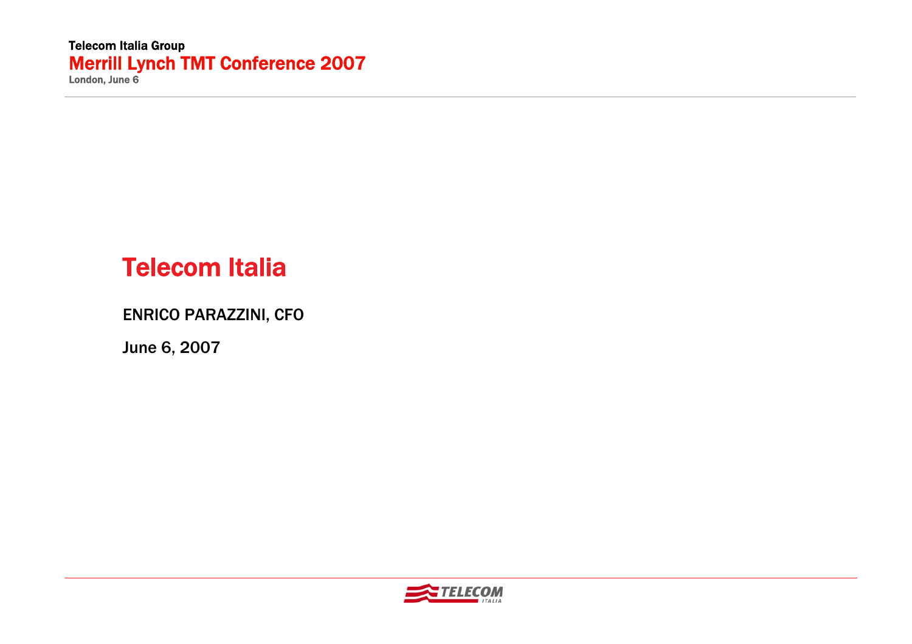Telecom Italia Group

**Merrill Lynch TMT Conference 2007**

London, June 6

# Telecom Italia

ENRICO PARAZZINI, CFO

June 6, 2007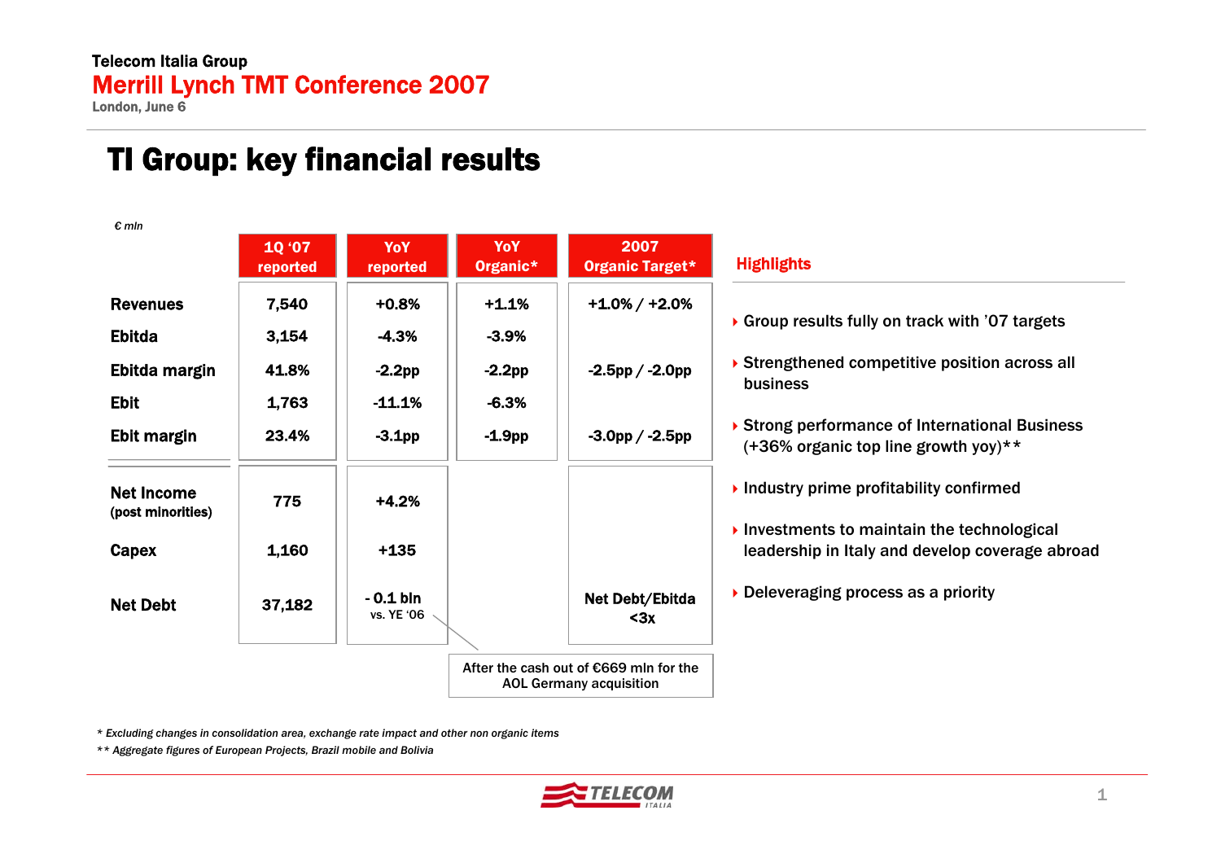Telecom Italia Group

Merrill Lynch TMT Conference 2007

London, June 6

# TI Group: key financial results

*€ mln*

| | 1Q '07 reported | YoY reported | YoY Organic* | 2007 Organic Target* |
|---|---|---|---|---|
| **Revenues** | 7,540 | +0.8% | +1.1% | +1.0% / +2.0% |
| **Ebitda** | 3,154 | -4.3% | -3.9% | |
| **Ebitda margin** | 41.8% | -2.2pp | -2.2pp | -2.5pp / -2.0pp |
| **Ebit** | 1,763 | -11.1% | -6.3% | |
| **Ebit margin** | 23.4% | -3.1pp | -1.9pp | -3.0pp / -2.5pp |
| **Net Income** (post minorities) | 775 | +4.2% | | |
| **Capex** | 1,160 | +135 | | |
| **Net Debt** | 37,182 | - 0.1 bln vs. YE '06 | | Net Debt/Ebitda <3x |

After the cash out of €669 mln for the AOL Germany acquisition

## Highlights

- Group results fully on track with '07 targets
- Strengthened competitive position across all business
- Strong performance of International Business (+36% organic top line growth yoy)**
- Industry prime profitability confirmed
- Investments to maintain the technological leadership in Italy and develop coverage abroad
- Deleveraging process as a priority

*\* Excluding changes in consolidation area, exchange rate impact and other non organic items*

*\*\* Aggregate figures of European Projects, Brazil mobile and Bolivia*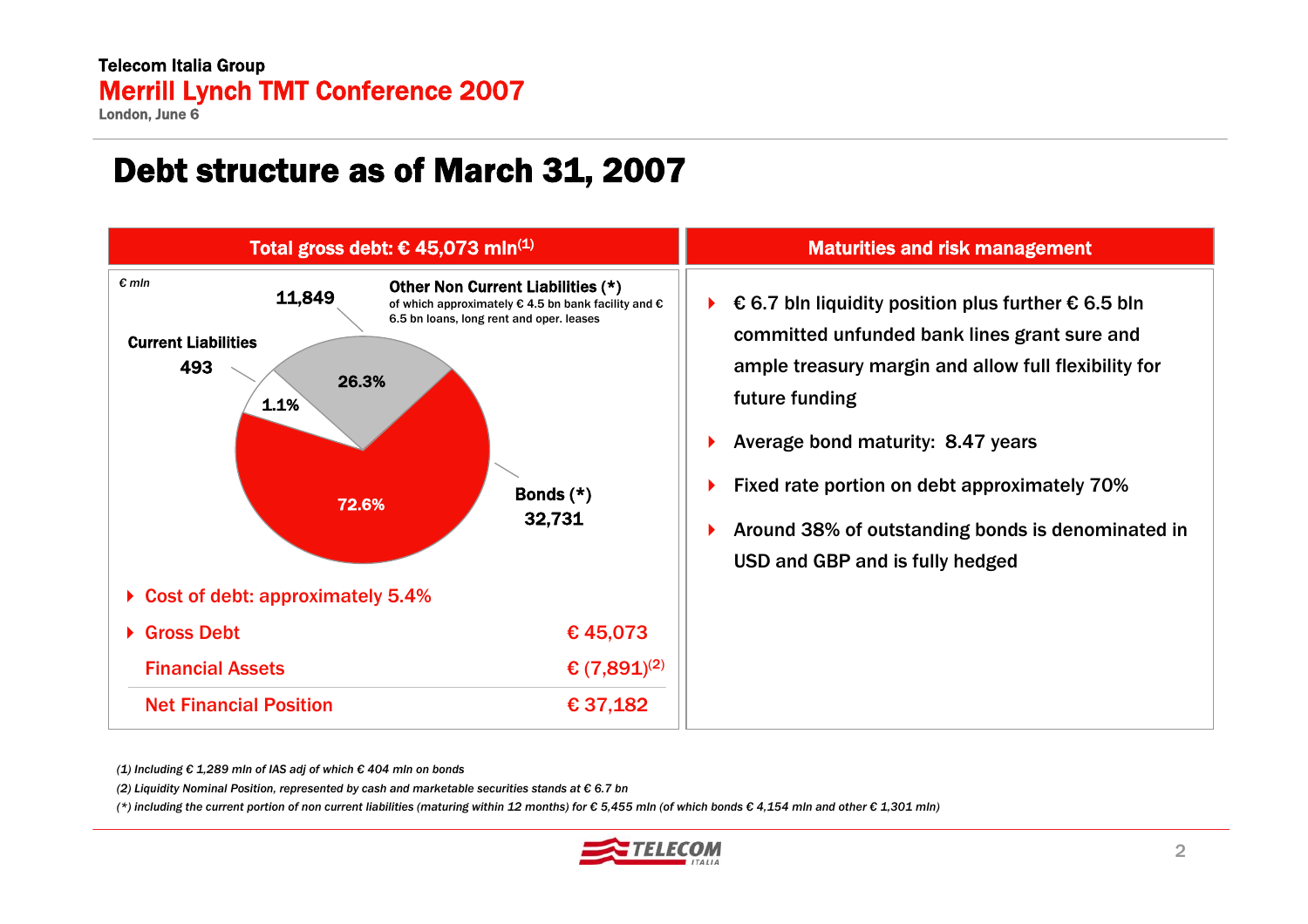# Debt structure as of March 31, 2007

## Total gross debt: € 45,073 mln[(1)]

€ mln

| Component | € mln | % |
|---|---|---|
| Bonds (*) | 32,731 | 72.6% |
| Other Non Current Liabilities (*) — of which approximately € 4.5 bn bank facility and € 6.5 bn loans, long rent and oper. leases | 11,849 | 26.3% |
| Current Liabilities | 493 | 1.1% |

- Cost of debt: approximately 5.4%

| | |
|---|---|
| Gross Debt | € 45,073 |
| Financial Assets | € (7,891)[(2)] |
| Net Financial Position | € 37,182 |

## Maturities and risk management

- € 6.7 bln liquidity position plus further € 6.5 bln committed unfunded bank lines grant sure and ample treasury margin and allow full flexibility for future funding
- Average bond maturity: 8.47 years
- Fixed rate portion on debt approximately 70%
- Around 38% of outstanding bonds is denominated in USD and GBP and is fully hedged

*(1) Including € 1,289 mln of IAS adj of which € 404 mln on bonds*

*(2) Liquidity Nominal Position, represented by cash and marketable securities stands at € 6.7 bn*

*(\*) including the current portion of non current liabilities (maturing within 12 months) for € 5,455 mln (of which bonds € 4,154 mln and other € 1,301 mln)*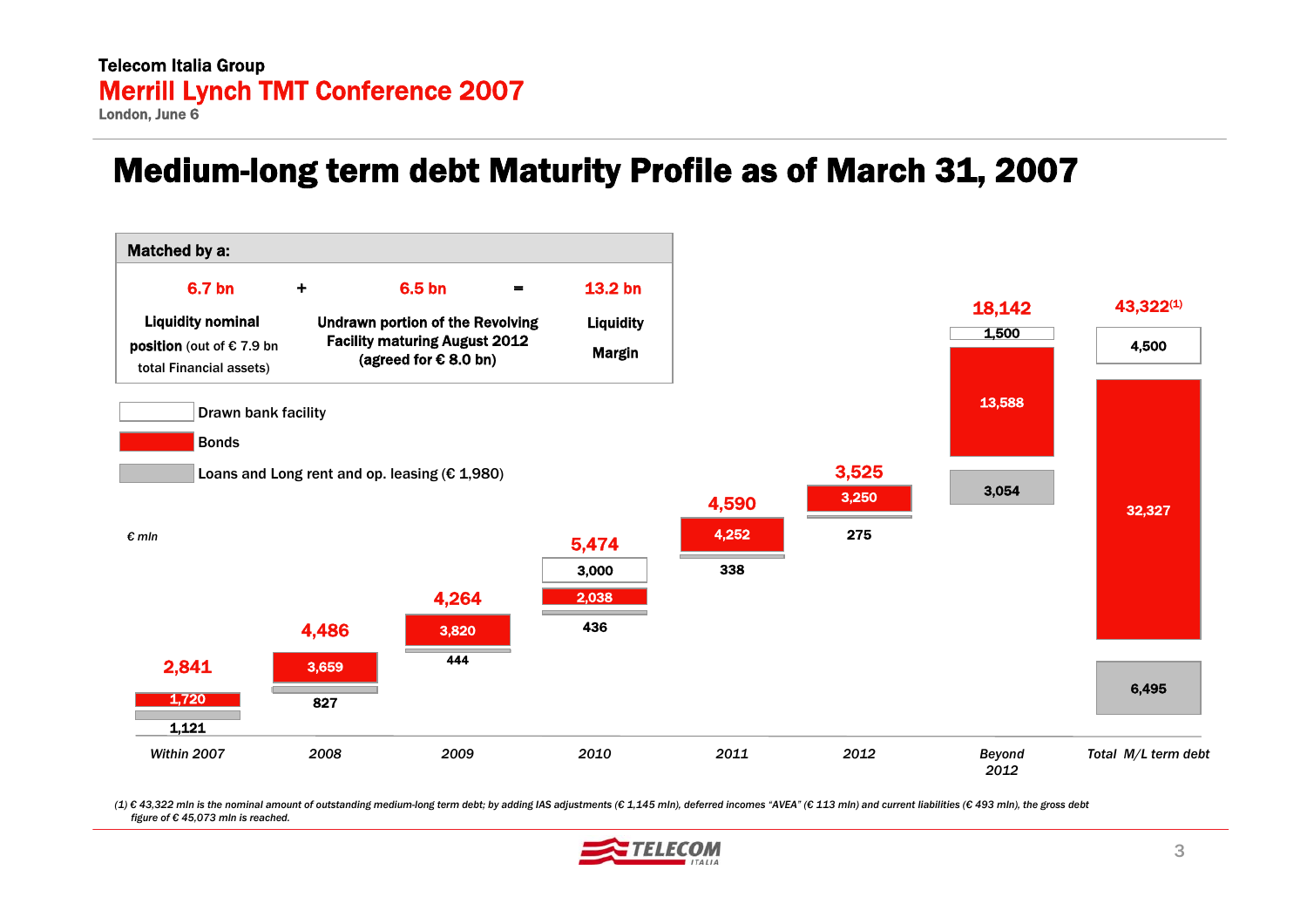# Medium-long term debt Maturity Profile as of March 31, 2007

**Matched by a:**

| 6.7 bn | + | 6.5 bn | = | 13.2 bn |
|---|---|---|---|---|
| **Liquidity nominal position** (out of € 7.9 bn total Financial assets) | | **Undrawn portion of the Revolving Facility maturing August 2012 (agreed for € 8.0 bn)** | | **Liquidity Margin** |

Legend:
- Drawn bank facility
- Bonds
- Loans and Long rent and op. leasing (€ 1,980)

*€ mln*

| | Within 2007 | 2008 | 2009 | 2010 | 2011 | 2012 | Beyond 2012 | Total M/L term debt |
|---|---|---|---|---|---|---|---|---|
| Drawn bank facility | | | | 3,000 | | | 1,500 | 4,500 |
| Bonds | 1,720 | 3,659 | 3,820 | 2,038 | 4,252 | 3,250 | 13,588 | 32,327 |
| Loans and Long rent and op. leasing | 1,121 | 827 | 444 | 436 | 338 | 275 | 3,054 | 6,495 |
| **Total** | **2,841** | **4,486** | **4,264** | **5,474** | **4,590** | **3,525** | **18,142** | **43,322[1]** |

*(1) € 43,322 mln is the nominal amount of outstanding medium-long term debt; by adding IAS adjustments (€ 1,145 mln), deferred incomes "AVEA" (€ 113 mln) and current liabilities (€ 493 mln), the gross debt figure of € 45,073 mln is reached.*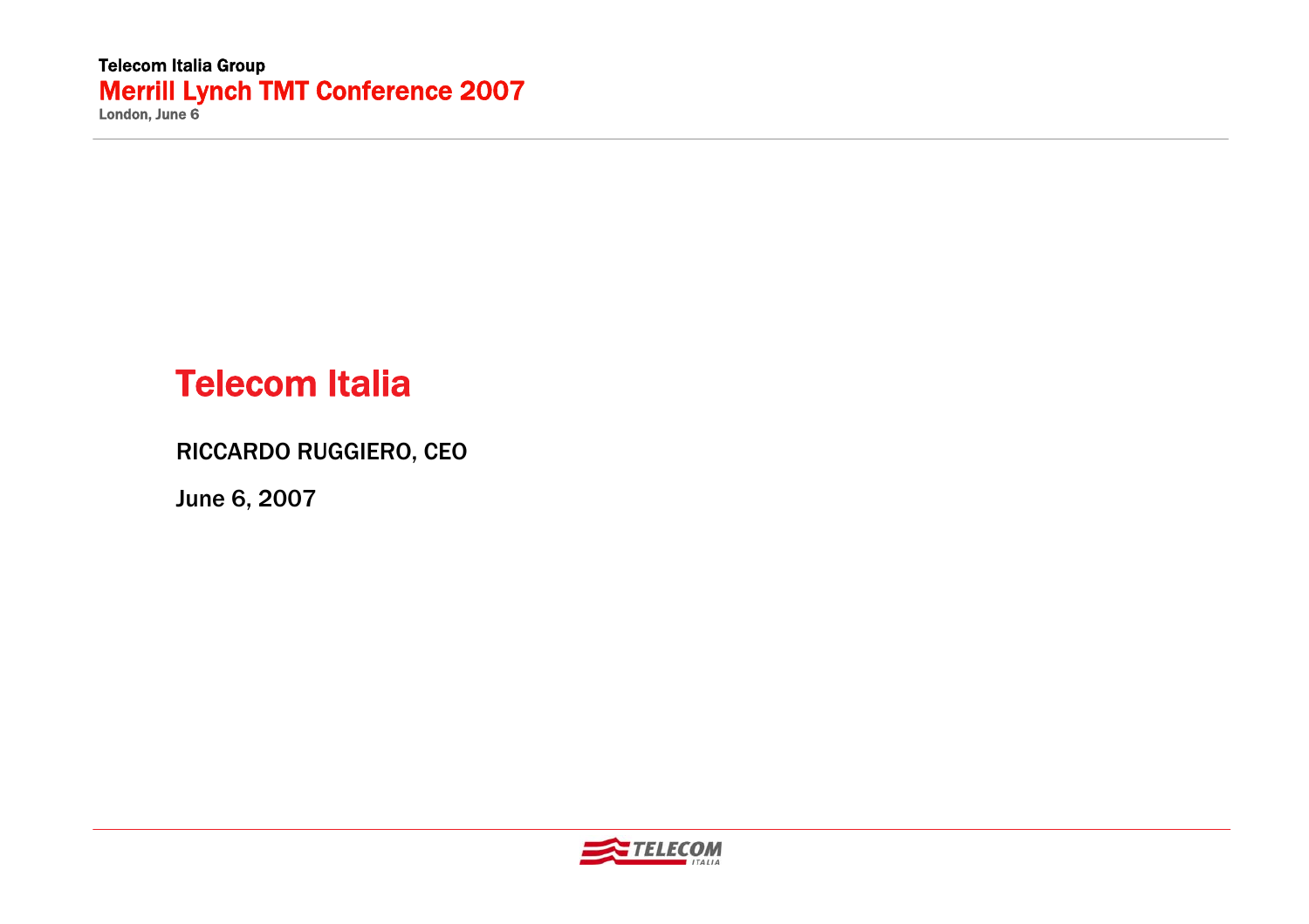# Telecom Italia

RICCARDO RUGGIERO, CEO

June 6, 2007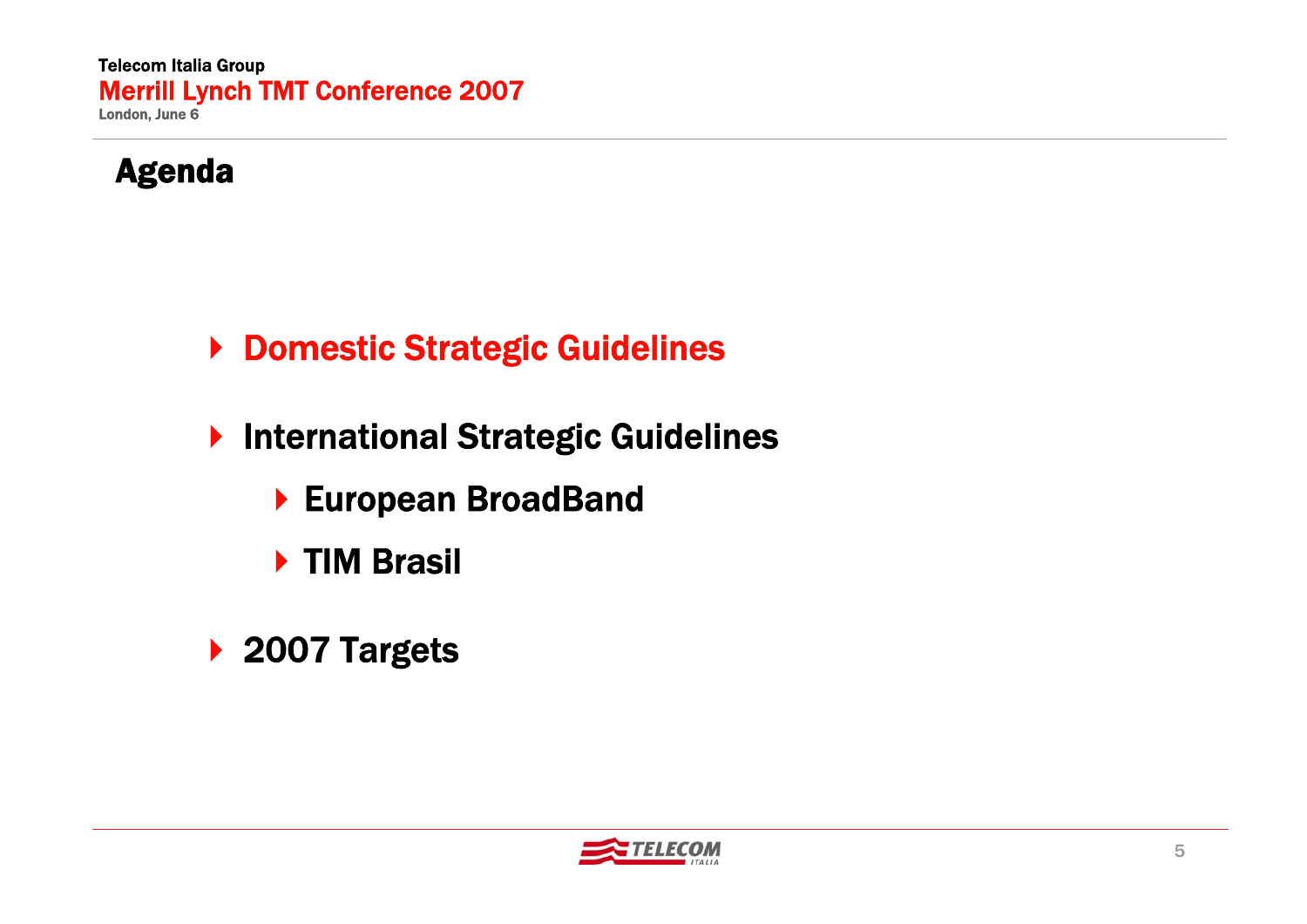# Agenda

- Domestic Strategic Guidelines
- International Strategic Guidelines
  - European BroadBand
  - TIM Brasil
- 2007 Targets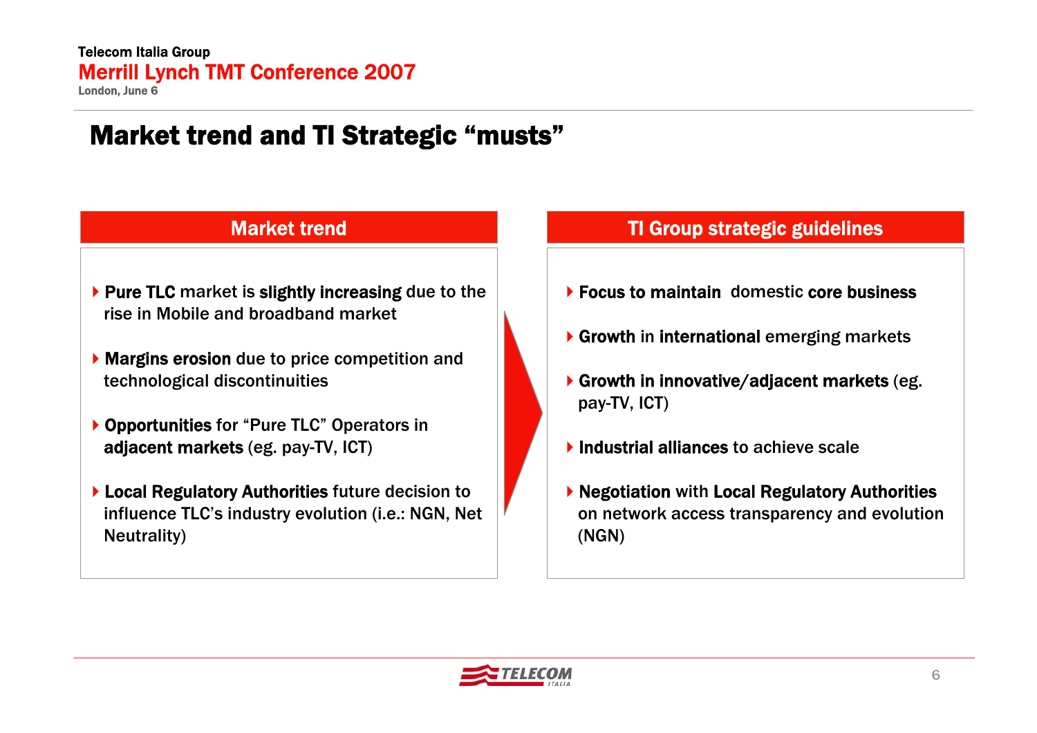# Market trend and TI Strategic "musts"

## Market trend

- **Pure TLC** market is **slightly increasing** due to the rise in Mobile and broadband market
- **Margins erosion** due to price competition and technological discontinuities
- **Opportunities** for "Pure TLC" Operators in **adjacent markets** (eg. pay-TV, ICT)
- **Local Regulatory Authorities** future decision to influence TLC's industry evolution (i.e.: NGN, Net Neutrality)

## TI Group strategic guidelines

- **Focus to maintain** domestic **core business**
- **Growth** in **international** emerging markets
- **Growth in innovative/adjacent markets** (eg. pay-TV, ICT)
- **Industrial alliances** to achieve scale
- **Negotiation** with **Local Regulatory Authorities** on network access transparency and evolution (NGN)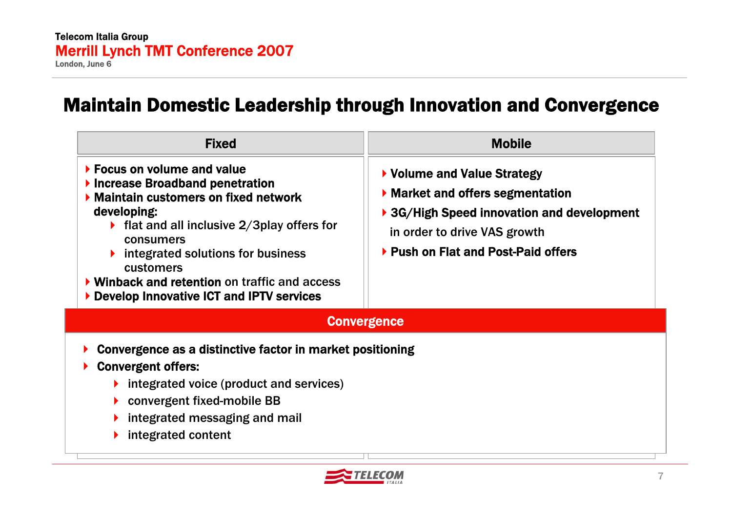# Maintain Domestic Leadership through Innovation and Convergence

## Fixed

- **Focus on volume and value**
- **Increase Broadband penetration**
- **Maintain customers on fixed network developing:**
  - flat and all inclusive 2/3play offers for consumers
  - integrated solutions for business customers
- **Winback and retention** on traffic and access
- **Develop Innovative ICT and IPTV services**

## Mobile

- **Volume and Value Strategy**
- **Market and offers segmentation**
- **3G/High Speed innovation and development** in order to drive VAS growth
- **Push on Flat and Post-Paid offers**

## Convergence

- **Convergence as a distinctive factor in market positioning**
- **Convergent offers:**
  - integrated voice (product and services)
  - convergent fixed-mobile BB
  - integrated messaging and mail
  - integrated content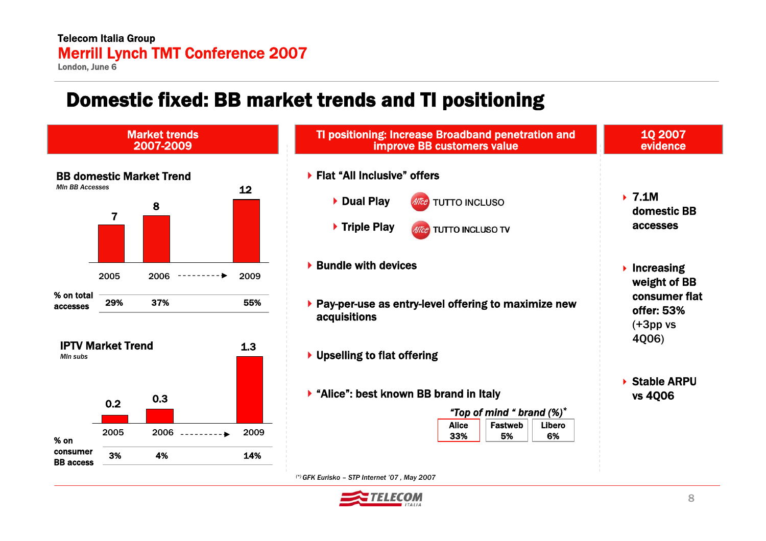# Domestic fixed: BB market trends and TI positioning

## Market trends 2007-2009

### BB domestic Market Trend

*Mln BB Accesses*

| | 2005 | 2006 | 2009 |
|---|---|---|---|
| Mln BB Accesses | 7 | 8 | 12 |
| % on total accesses | 29% | 37% | 55% |

### IPTV Market Trend

*Mln subs*

| | 2005 | 2006 | 2009 |
|---|---|---|---|
| Mln subs | 0.2 | 0.3 | 1.3 |
| % on consumer BB access | 3% | 4% | 14% |

## TI positioning: Increase Broadband penetration and improve BB customers value

- **Flat "All Inclusive" offers**
  - **Dual Play** – Alice TUTTO INCLUSO
  - **Triple Play** – Alice TUTTO INCLUSO TV
- **Bundle with devices**
- **Pay-per-use as entry-level offering to maximize new acquisitions**
- **Upselling to flat offering**
- **"Alice": best known BB brand in Italy**

*"Top of mind " brand (%)*[*]

| Alice | Fastweb | Libero |
|---|---|---|
| 33% | 5% | 6% |

[*] *GFK Eurisko – STP Internet '07 , May 2007*

## 1Q 2007 evidence

- **7.1M domestic BB accesses**
- **Increasing weight of BB consumer flat offer: 53%** (+3pp vs 4Q06)
- **Stable ARPU vs 4Q06**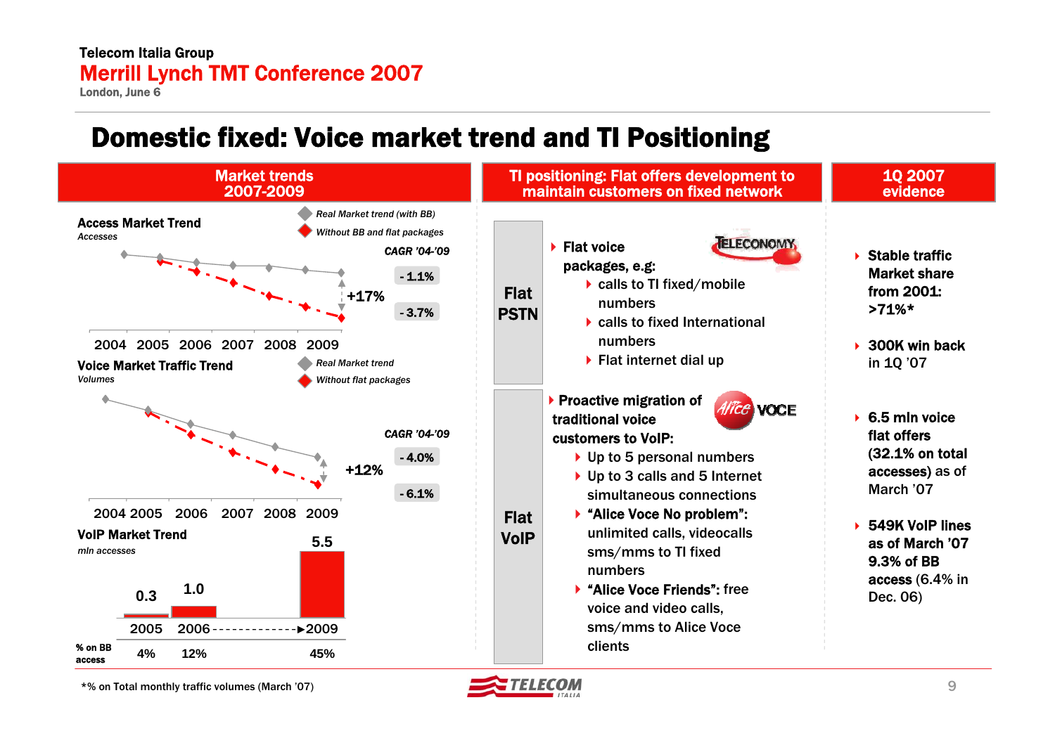Telecom Italia Group

Merrill Lynch TMT Conference 2007

London, June 6

# Domestic fixed: Voice market trend and TI Positioning

## Market trends 2007-2009

**Access Market Trend**
*Accesses*

- *Real Market trend (with BB)*
- *Without BB and flat packages*

*CAGR '04-'09*

- 1.1%
- 3.7%

+17%

2004 2005 2006 2007 2008 2009

**Voice Market Traffic Trend**
*Volumes*

- *Real Market trend*
- *Without flat packages*

*CAGR '04-'09*

- 4.0%
- 6.1%

+12%

2004 2005 2006 2007 2008 2009

**VoIP Market Trend**
*mln accesses*

| | 2005 | 2006 | 2009 |
|---|---|---|---|
| mln accesses | 0.3 | 1.0 | 5.5 |
| % on BB access | 4% | 12% | 45% |

## TI positioning: Flat offers development to maintain customers on fixed network

**Flat PSTN**

- **Flat voice packages, e.g:** (TELECONOMY)
  - calls to TI fixed/mobile numbers
  - calls to fixed International numbers
  - Flat internet dial up

**Flat VoIP**

- **Proactive migration of traditional voice customers to VoIP:** (Alice VOCE)
  - Up to 5 personal numbers
  - Up to 3 calls and 5 Internet simultaneous connections
  - **"Alice Voce No problem":** unlimited calls, videocalls sms/mms to TI fixed numbers
  - **"Alice Voce Friends":** free voice and video calls, sms/mms to Alice Voce clients

## 1Q 2007 evidence

- **Stable traffic Market share from 2001: >71%***
- **300K win back** in 1Q '07
- **6.5 mln voice flat offers (32.1% on total accesses)** as of March '07
- **549K VoIP lines** as of March '07 **9.3% of BB access** (6.4% in Dec. 06)

*% on Total monthly traffic volumes (March '07)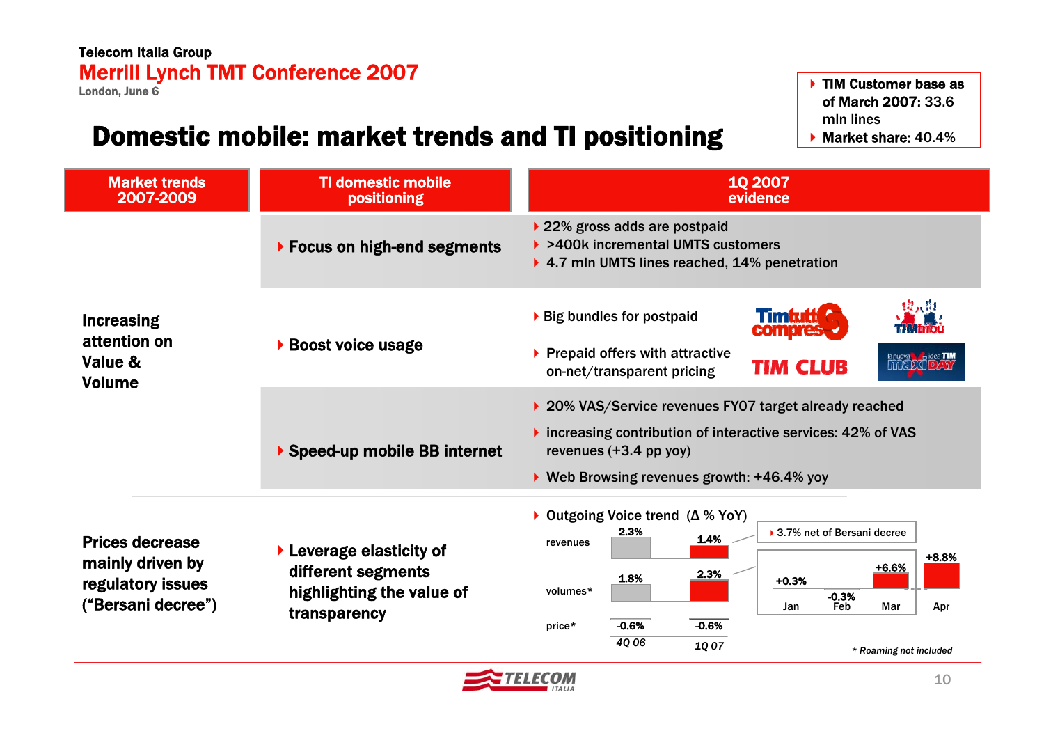Telecom Italia Group

Merrill Lynch TMT Conference 2007

London, June 6

# Domestic mobile: market trends and TI positioning

- **TIM Customer base as of March 2007:** 33.6 mln lines
- **Market share:** 40.4%

| Market trends 2007-2009 | TI domestic mobile positioning | 1Q 2007 evidence |
|---|---|---|
| **Increasing attention on Value & Volume** | **Focus on high-end segments** | 22% gross adds are postpaid; >400k incremental UMTS customers; 4.7 mln UMTS lines reached, 14% penetration |
| | **Boost voice usage** | Big bundles for postpaid (Timtutto compreso, TIMtribù); Prepaid offers with attractive on-net/transparent pricing (TIM CLUB, la nuova idea TIM maxi DAY) |
| | **Speed-up mobile BB internet** | 20% VAS/Service revenues FY07 target already reached; increasing contribution of interactive services: 42% of VAS revenues (+3.4 pp yoy); Web Browsing revenues growth: +46.4% yoy |
| **Prices decrease mainly driven by regulatory issues ("Bersani decree")** | **Leverage elasticity of different segments highlighting the value of transparency** | Outgoing Voice trend (Δ % YoY) – see table below |

Outgoing Voice trend (Δ % YoY)

| | 4Q 06 | 1Q 07 |
|---|---|---|
| revenues | 2.3% | 1.4% |
| volumes* | 1.8% | 2.3% |
| price* | -0.6% | -0.6% |

3.7% net of Bersani decree

| Jan | Feb | Mar | Apr |
|---|---|---|---|
| +0.3% | -0.3% | +6.6% | +8.8% |

\* Roaming not included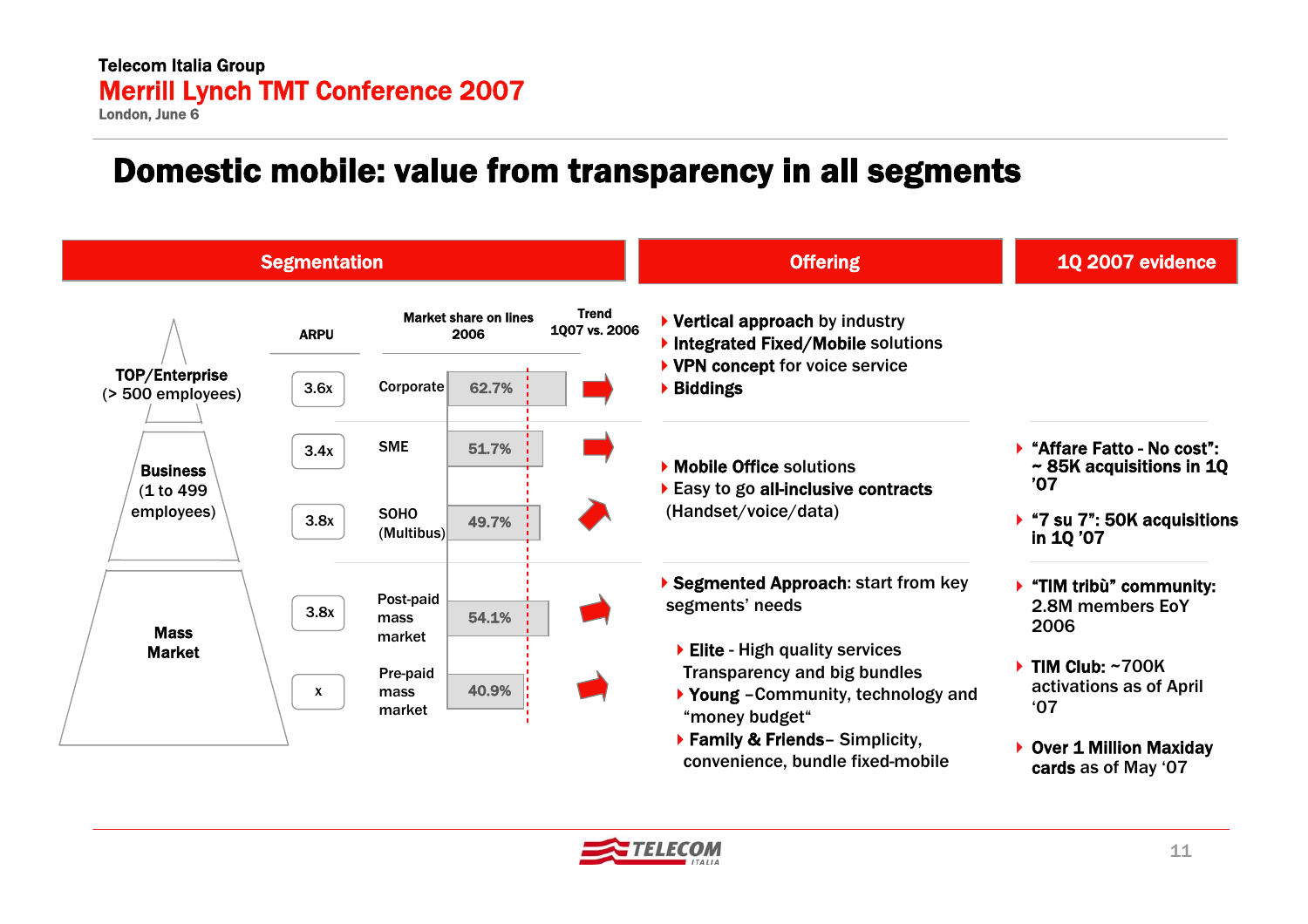# Domestic mobile: value from transparency in all segments

## Segmentation

| Segment | ARPU | Market share on lines 2006 | | Trend 1Q07 vs. 2006 |
|---|---|---|---|---|
| TOP/Enterprise (> 500 employees) | 3.6x | Corporate | 62.7% | → |
| Business (1 to 499 employees) | 3.4x | SME | 51.7% | → |
| | 3.8x | SOHO (Multibus) | 49.7% | ↗ |
| Mass Market | 3.8x | Post-paid mass market | 54.1% | ↗ |
| | x | Pre-paid mass market | 40.9% | ↗ |

## Offering

**TOP/Enterprise**
- **Vertical approach** by industry
- **Integrated Fixed/Mobile** solutions
- **VPN concept** for voice service
- **Biddings**

**Business**
- **Mobile Office** solutions
- Easy to go **all-inclusive contracts** (Handset/voice/data)

**Mass Market**
- **Segmented Approach**: start from key segments' needs
  - **Elite** - High quality services Transparency and big bundles
  - **Young** –Community, technology and "money budget"
  - **Family & Friends**– Simplicity, convenience, bundle fixed-mobile

## 1Q 2007 evidence

**Business**
- **"Affare Fatto - No cost": ~ 85K acquisitions in 1Q '07**
- **"7 su 7": 50K acquisitions in 1Q '07**

**Mass Market**
- **"TIM tribù" community:** 2.8M members EoY 2006
- **TIM Club:** ~700K activations as of April '07
- **Over 1 Million Maxiday cards** as of May '07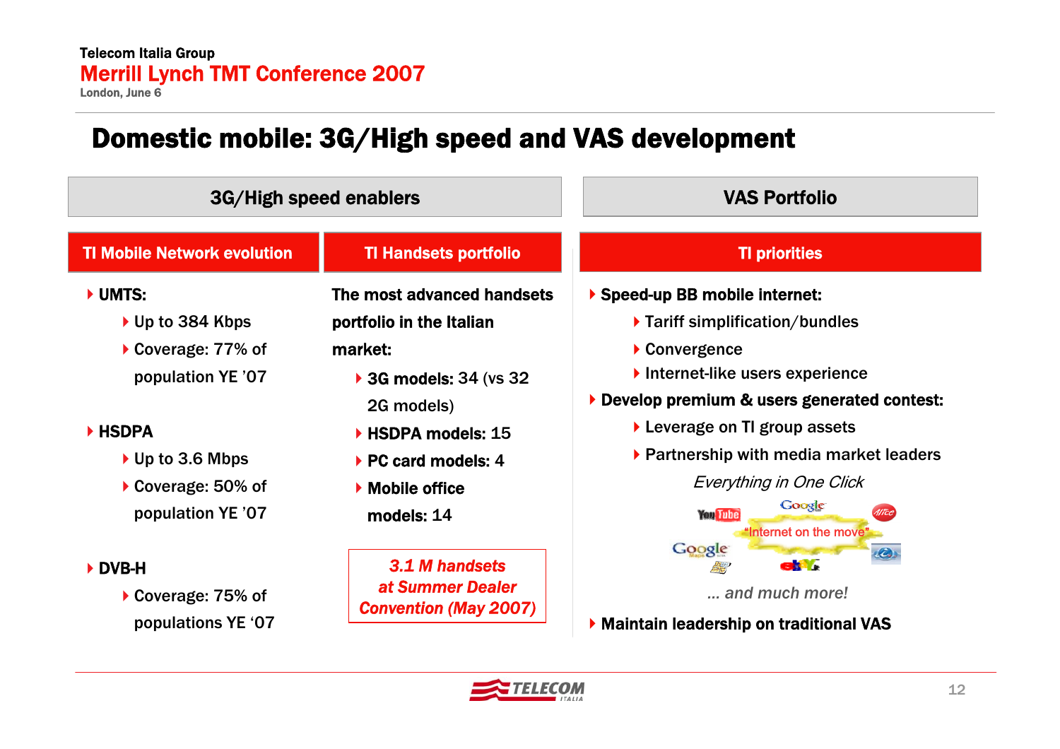# Domestic mobile: 3G/High speed and VAS development

## 3G/High speed enablers

### TI Mobile Network evolution

- **UMTS:**
  - Up to 384 Kbps
  - Coverage: 77% of population YE '07
- **HSDPA**
  - Up to 3.6 Mbps
  - Coverage: 50% of population YE '07
- **DVB-H**
  - Coverage: 75% of populations YE '07

### TI Handsets portfolio

**The most advanced handsets portfolio in the Italian market:**

- **3G models:** 34 (vs 32 2G models)
- **HSDPA models:** 15
- **PC card models:** 4
- **Mobile office models:** 14

***3.1 M handsets at Summer Dealer Convention (May 2007)***

## VAS Portfolio

### TI priorities

- **Speed-up BB mobile internet:**
  - Tariff simplification/bundles
  - Convergence
  - Internet-like users experience
- **Develop premium & users generated contest:**
  - Leverage on TI group assets
  - Partnership with media market leaders

*Everything in One Click*

"Internet on the move"

*... and much more!*

- **Maintain leadership on traditional VAS**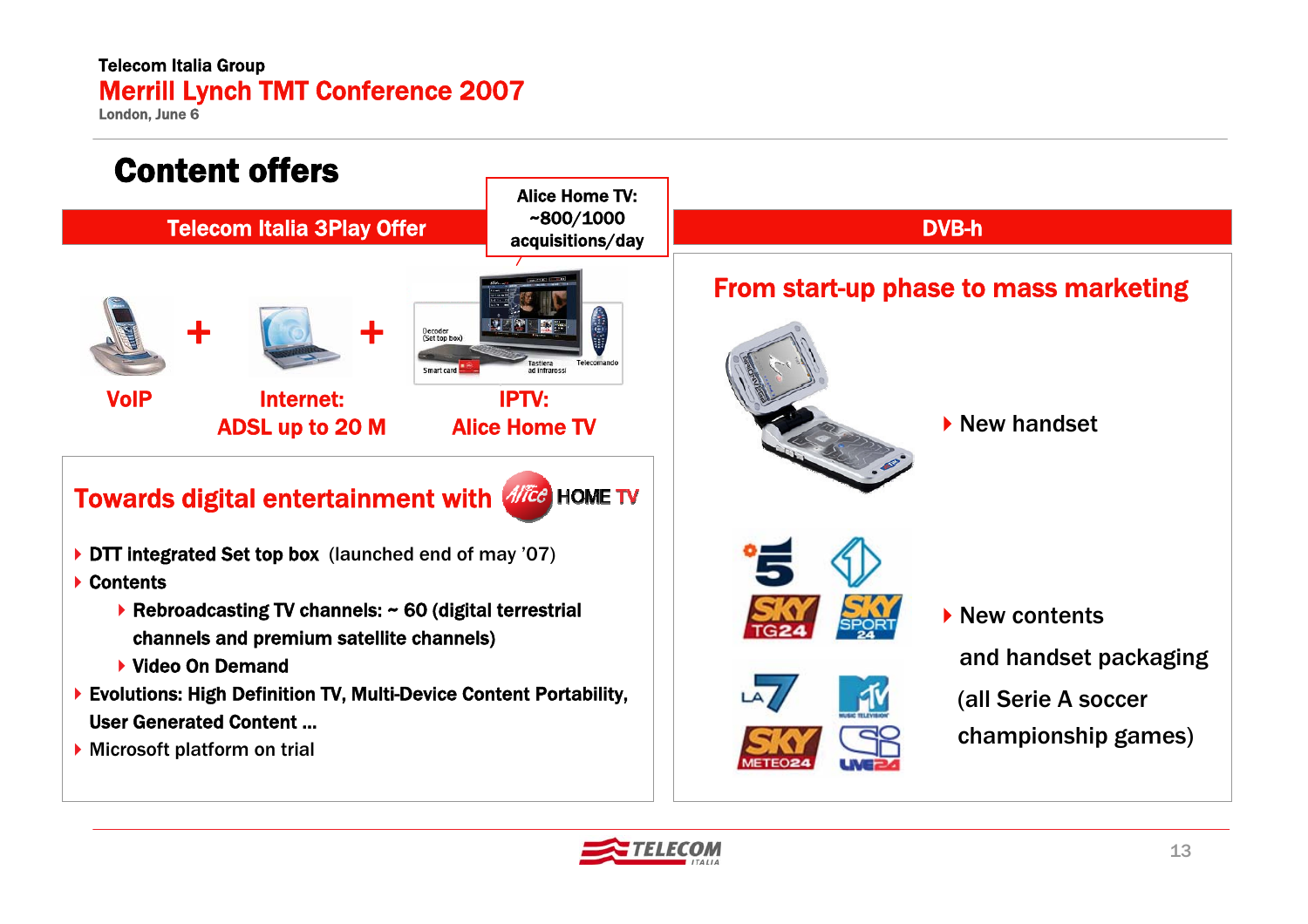# Content offers

## Telecom Italia 3Play Offer

Alice Home TV: ~800/1000 acquisitions/day

VoIP + Internet: ADSL up to 20 M + IPTV: Alice Home TV

### Towards digital entertainment with Alice HOME TV

- **DTT Integrated Set top box** (launched end of may '07)
- **Contents**
  - **Rebroadcasting TV channels: ~ 60 (digital terrestrial channels and premium satellite channels)**
  - **Video On Demand**
- **Evolutions: High Definition TV, Multi-Device Content Portability, User Generated Content ...**
- Microsoft platform on trial

## DVB-h

### From start-up phase to mass marketing

- New handset
- New contents and handset packaging (all Serie A soccer championship games)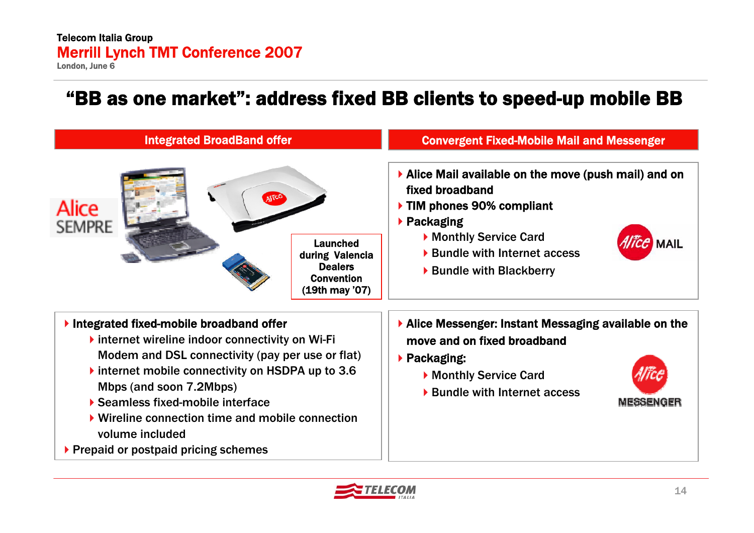# "BB as one market": address fixed BB clients to speed-up mobile BB

## Integrated BroadBand offer

Alice SEMPRE

Launched during Valencia Dealers Convention (19th may '07)

- Integrated fixed-mobile broadband offer
  - internet wireline indoor connectivity on Wi-Fi Modem and DSL connectivity (pay per use or flat)
  - internet mobile connectivity on HSDPA up to 3.6 Mbps (and soon 7.2Mbps)
  - Seamless fixed-mobile interface
  - Wireline connection time and mobile connection volume included
- Prepaid or postpaid pricing schemes

## Convergent Fixed-Mobile Mail and Messenger

- Alice Mail available on the move (push mail) and on fixed broadband
- TIM phones 90% compliant
- Packaging
  - Monthly Service Card
  - Bundle with Internet access
  - Bundle with Blackberry

Alice MAIL

- Alice Messenger: Instant Messaging available on the move and on fixed broadband
- Packaging:
  - Monthly Service Card
  - Bundle with Internet access

Alice MESSENGER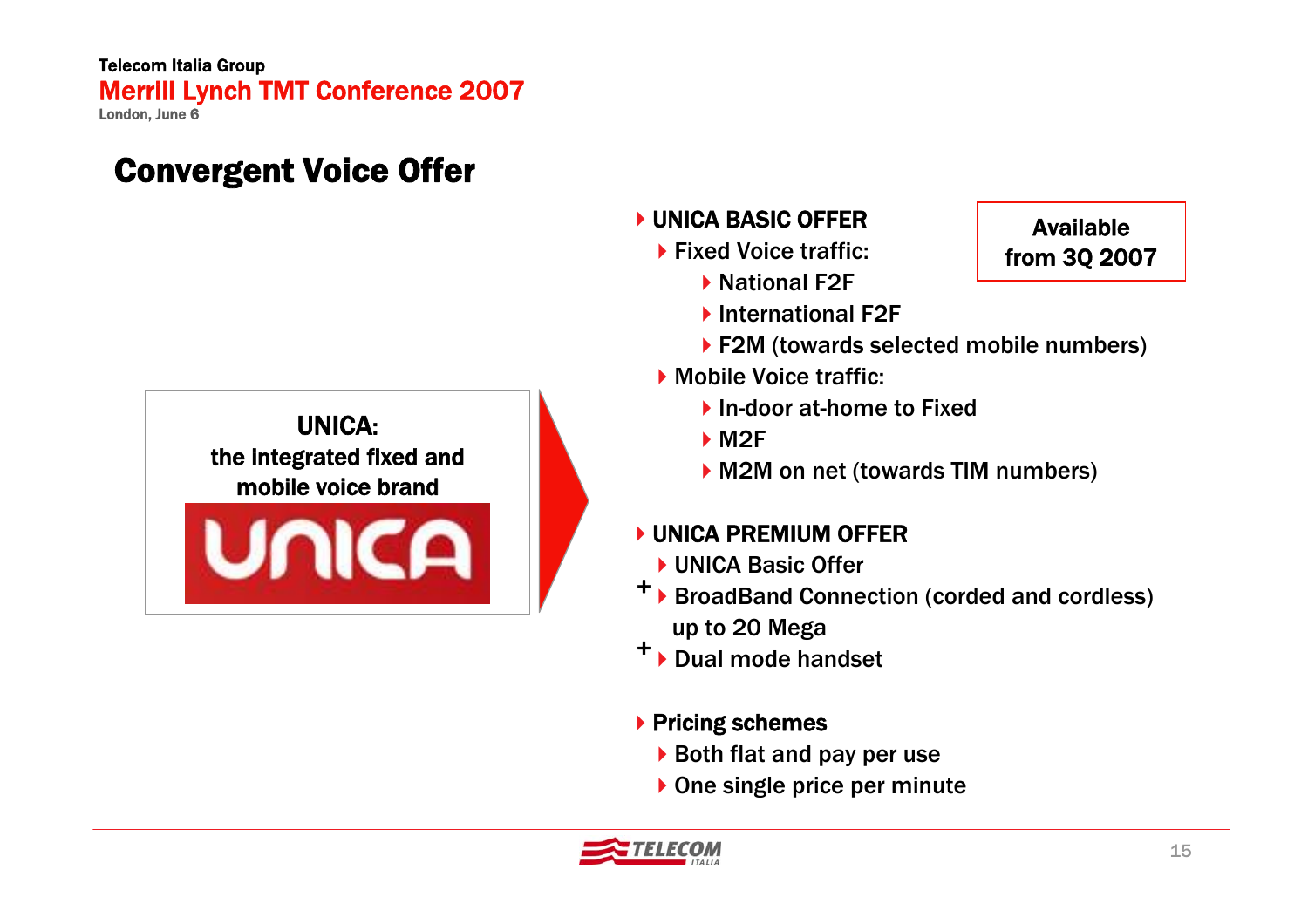# Convergent Voice Offer

**UNICA:**
**the integrated fixed and mobile voice brand**

UNICA

- **UNICA BASIC OFFER**
  - Fixed Voice traffic:
    - National F2F
    - International F2F
    - F2M (towards selected mobile numbers)
  - Mobile Voice traffic:
    - In-door at-home to Fixed
    - M2F
    - M2M on net (towards TIM numbers)

**Available from 3Q 2007**

- **UNICA PREMIUM OFFER**
  - UNICA Basic Offer
  - \+ BroadBand Connection (corded and cordless) up to 20 Mega
  - \+ Dual mode handset

- **Pricing schemes**
  - Both flat and pay per use
  - One single price per minute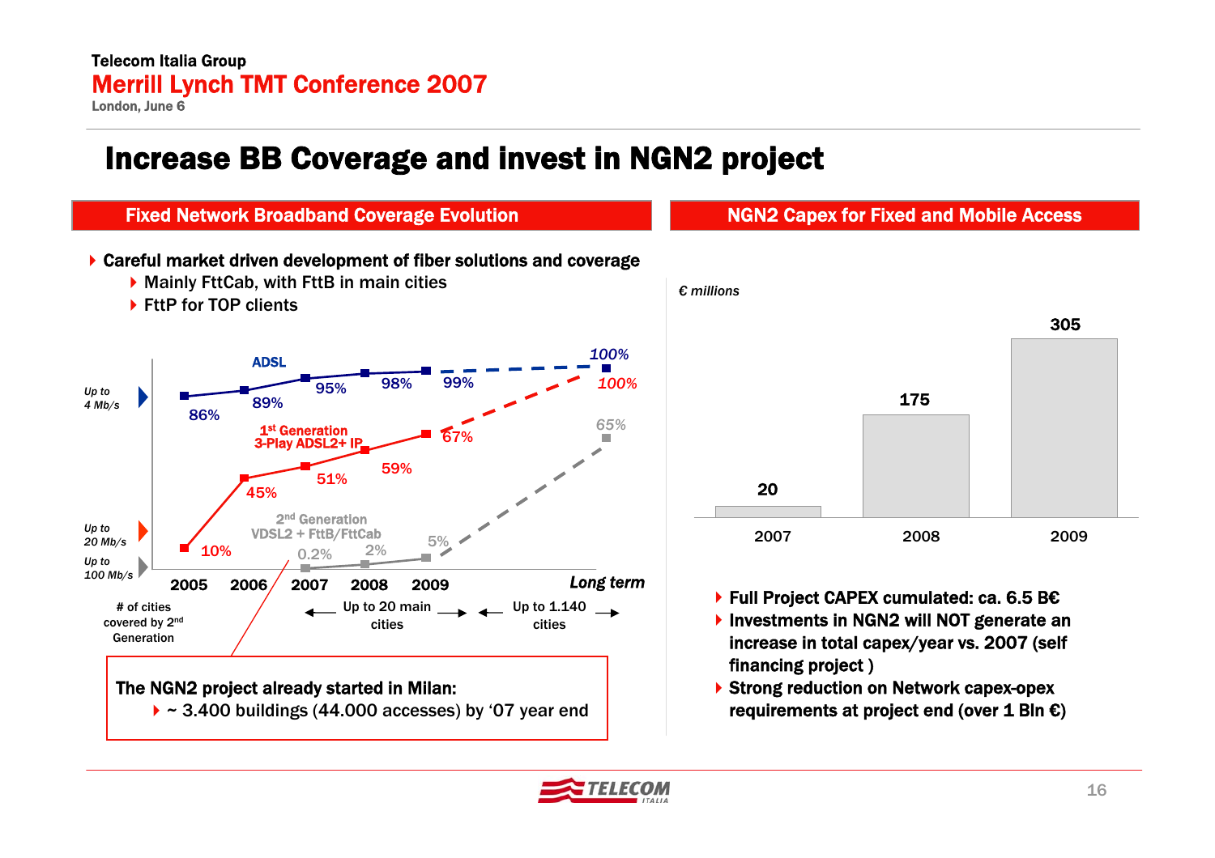# Increase BB Coverage and invest in NGN2 project

## Fixed Network Broadband Coverage Evolution

- **Careful market driven development of fiber solutions and coverage**
  - Mainly FttCab, with FttB in main cities
  - FttP for TOP clients

| | 2005 | 2006 | 2007 | 2008 | 2009 | Long term |
|---|---|---|---|---|---|---|
| ADSL (Up to 4 Mb/s) | 86% | 89% | 95% | 98% | 99% | 100% |
| 1st Generation 3-Play ADSL2+ IP (Up to 20 Mb/s) | 10% | 45% | 51% | 59% | 67% | 100% |
| 2nd Generation VDSL2 + FttB/FttCab (Up to 100 Mb/s) | | | 0.2% | 2% | 5% | 65% |
| # of cities covered by 2nd Generation | | | Up to 20 main cities | | | Up to 1.140 cities |

**The NGN2 project already started in Milan:**
- ~ 3.400 buildings (44.000 accesses) by '07 year end

## NGN2 Capex for Fixed and Mobile Access

*€ millions*

| 2007 | 2008 | 2009 |
|---|---|---|
| 20 | 175 | 305 |

- **Full Project CAPEX cumulated: ca. 6.5 B€**
- **Investments in NGN2 will NOT generate an increase in total capex/year vs. 2007 (self financing project )**
- **Strong reduction on Network capex-opex requirements at project end (over 1 Bln €)**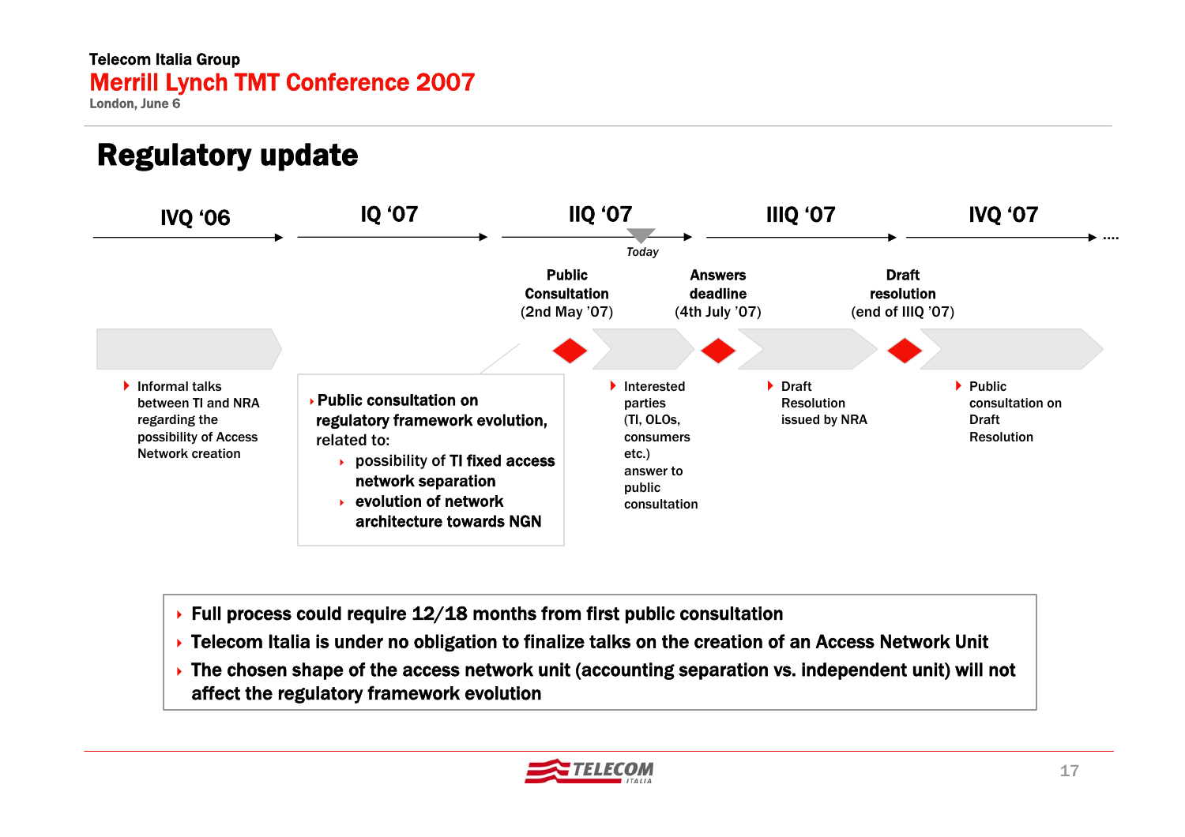# Regulatory update

| IVQ '06 | IQ '07 | IIQ '07 | IIIQ '07 | IVQ '07 |
|---|---|---|---|---|

*Today* (during IIQ '07)

**Public Consultation** (2nd May '07)

**Answers deadline** (4th July '07)

**Draft resolution** (end of IIIQ '07)

- Informal talks between TI and NRA regarding the possibility of Access Network creation

- **Public consultation on regulatory framework evolution,** related to:
  - **possibility of TI fixed access network separation**
  - **evolution of network architecture towards NGN**

- Interested parties (TI, OLOs, consumers etc.) answer to public consultation

- Draft Resolution issued by NRA

- Public consultation on Draft Resolution

---

- **Full process could require 12/18 months from first public consultation**
- **Telecom Italia is under no obligation to finalize talks on the creation of an Access Network Unit**
- **The chosen shape of the access network unit (accounting separation vs. independent unit) will not affect the regulatory framework evolution**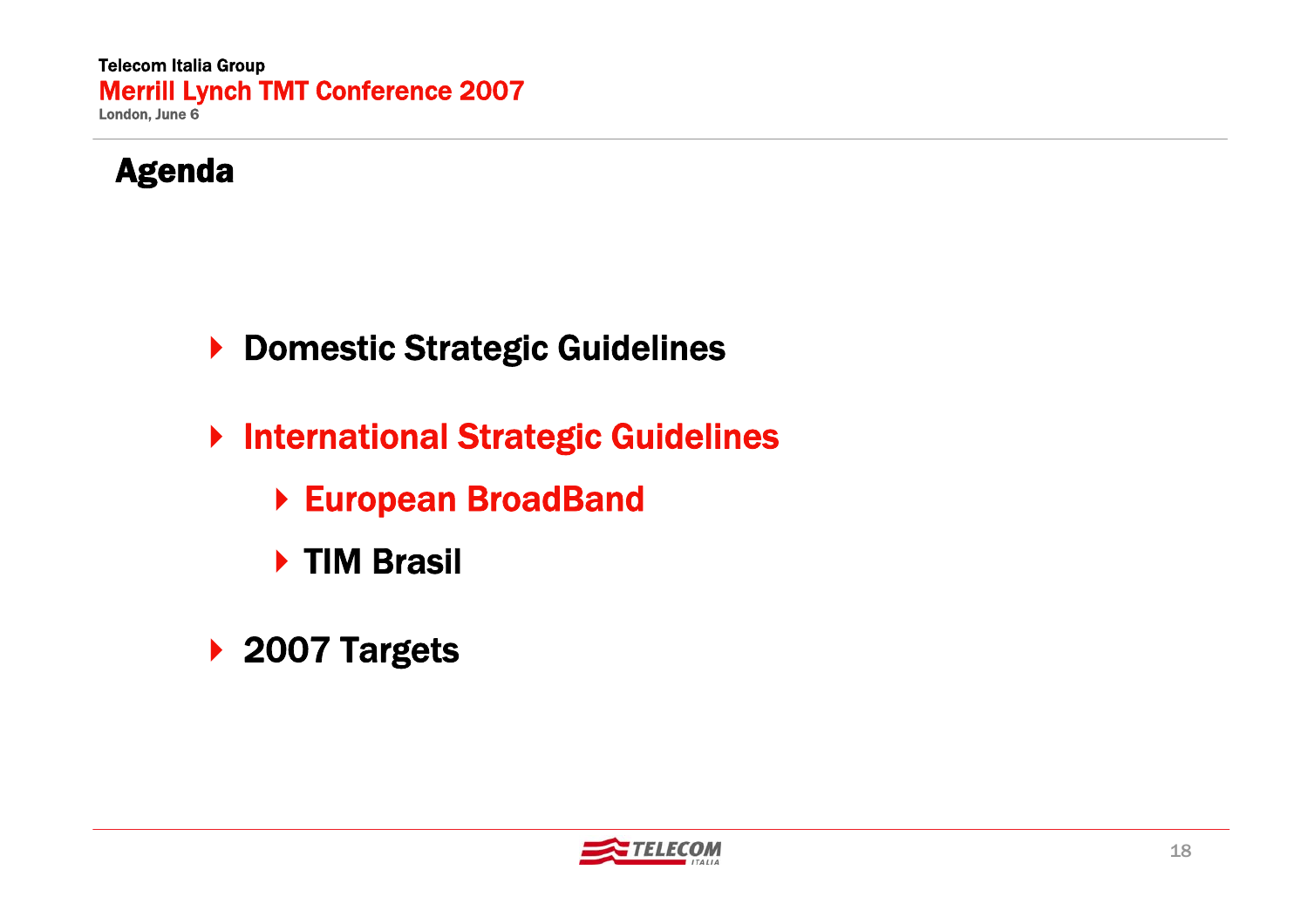# Agenda

- Domestic Strategic Guidelines
- International Strategic Guidelines
  - European BroadBand
  - TIM Brasil
- 2007 Targets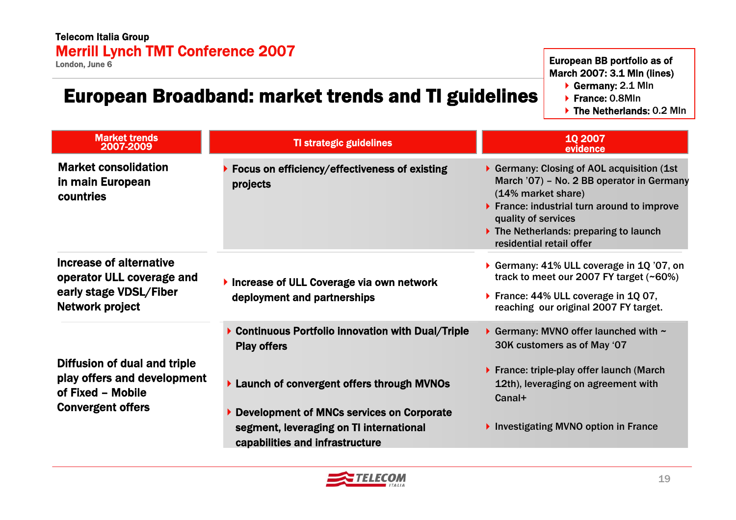Telecom Italia Group

**Merrill Lynch TMT Conference 2007**

London, June 6

# European Broadband: market trends and TI guidelines

**European BB portfolio as of March 2007: 3.1 Mln (lines)**
- **Germany:** 2.1 Mln
- **France:** 0.8Mln
- **The Netherlands:** 0.2 Mln

| Market trends 2007-2009 | TI strategic guidelines | 1Q 2007 evidence |
|---|---|---|
| **Market consolidation in main European countries** | **Focus on efficiency/effectiveness of existing projects** | Germany: Closing of AOL acquisition (1st March '07) – No. 2 BB operator in Germany (14% market share)<br>France: industrial turn around to improve quality of services<br>The Netherlands: preparing to launch residential retail offer |
| **Increase of alternative operator ULL coverage and early stage VDSL/Fiber Network project** | **Increase of ULL Coverage via own network deployment and partnerships** | Germany: 41% ULL coverage in 1Q '07, on track to meet our 2007 FY target (~60%)<br>France: 44% ULL coverage in 1Q 07, reaching our original 2007 FY target. |
| **Diffusion of dual and triple play offers and development of Fixed – Mobile Convergent offers** | **Continuous Portfolio Innovation with Dual/Triple Play offers**<br>**Launch of convergent offers through MVNOs**<br>**Development of MNCs services on Corporate segment, leveraging on TI international capabilities and infrastructure** | Germany: MVNO offer launched with ~ 30K customers as of May '07<br>France: triple-play offer launch (March 12th), leveraging on agreement with Canal+<br>Investigating MVNO option in France |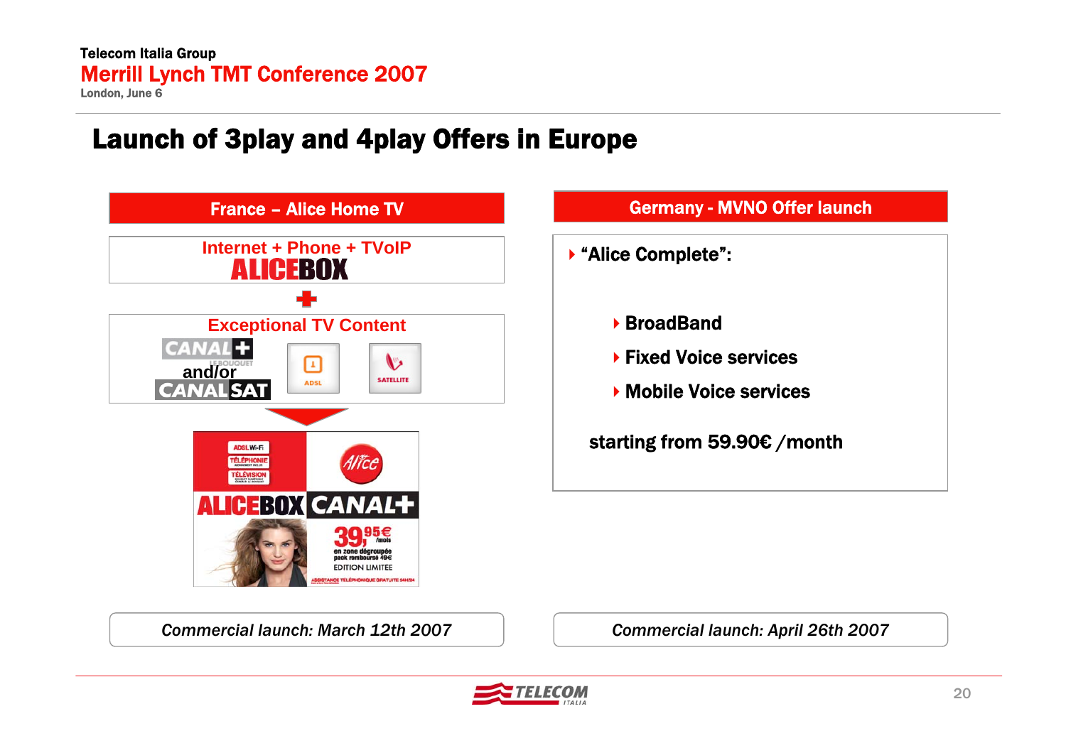# Launch of 3play and 4play Offers in Europe

## France – Alice Home TV

**Internet + Phone + TVoIP**

**ALICEBOX**

+

**Exceptional TV Content**

CANAL+ LE BOUQUET and/or CANALSAT

ADSL | SATELLITE

ADSL Wi-Fi · TÉLÉPHONIE · TÉLÉVISION

ALICEBOX CANAL+

39,95€ /mois

en zone dégroupée
pack remboursé 49€
EDITION LIMITEE

*Commercial launch: March 12th 2007*

## Germany - MVNO Offer launch

- **"Alice Complete":**
  - **BroadBand**
  - **Fixed Voice services**
  - **Mobile Voice services**

**starting from 59.90€ /month**

*Commercial launch: April 26th 2007*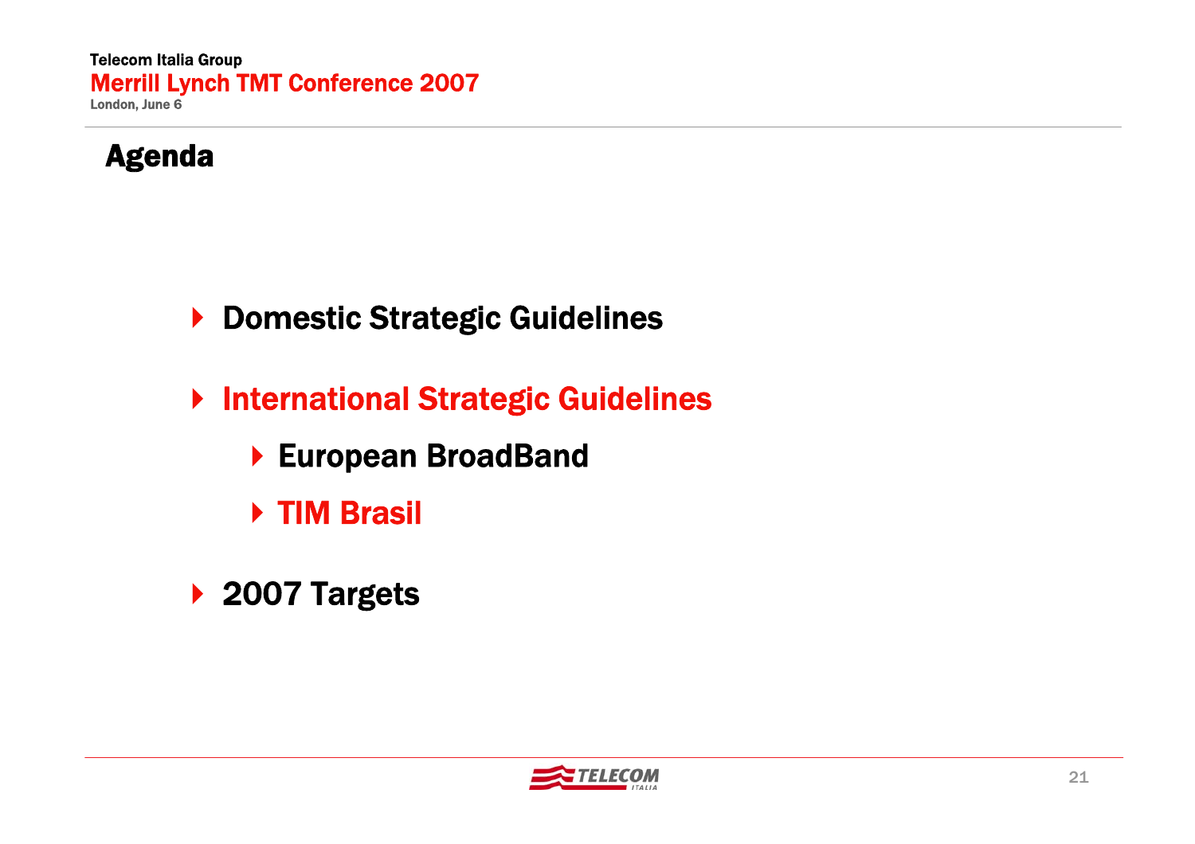# Agenda

- Domestic Strategic Guidelines
- International Strategic Guidelines
  - European BroadBand
  - TIM Brasil
- 2007 Targets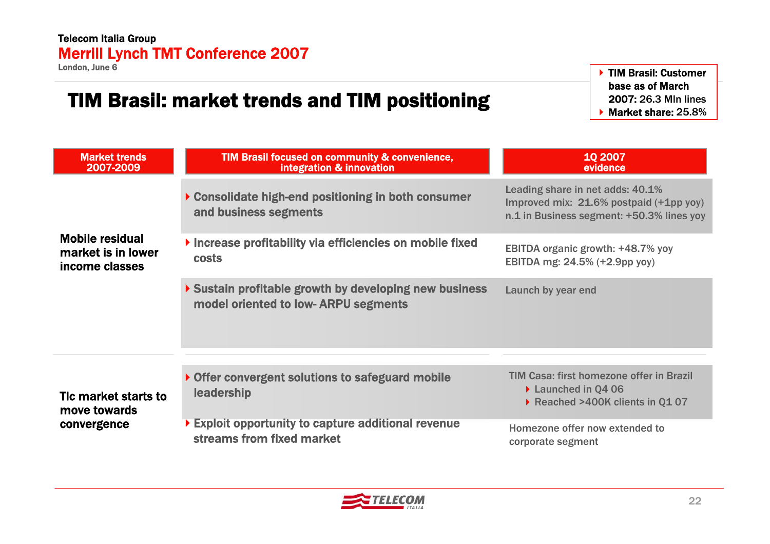# TIM Brasil: market trends and TIM positioning

- **TIM Brasil: Customer base as of March 2007:** 26.3 Mln lines
- **Market share:** 25.8%

| Market trends 2007-2009 | TIM Brasil focused on community & convenience, integration & innovation | 1Q 2007 evidence |
|---|---|---|
| **Mobile residual market is in lower income classes** | Consolidate high-end positioning in both consumer and business segments | Leading share in net adds: 40.1%<br>Improved mix: 21.6% postpaid (+1pp yoy)<br>n.1 in Business segment: +50.3% lines yoy |
| | Increase profitability via efficiencies on mobile fixed costs | EBITDA organic growth: +48.7% yoy<br>EBITDA mg: 24.5% (+2.9pp yoy) |
| | Sustain profitable growth by developing new business model oriented to low- ARPU segments | Launch by year end |
| **Tlc market starts to move towards convergence** | Offer convergent solutions to safeguard mobile leadership | TIM Casa: first homezone offer in Brazil<br>- Launched in Q4 06<br>- Reached >400K clients in Q1 07 |
| | Exploit opportunity to capture additional revenue streams from fixed market | Homezone offer now extended to corporate segment |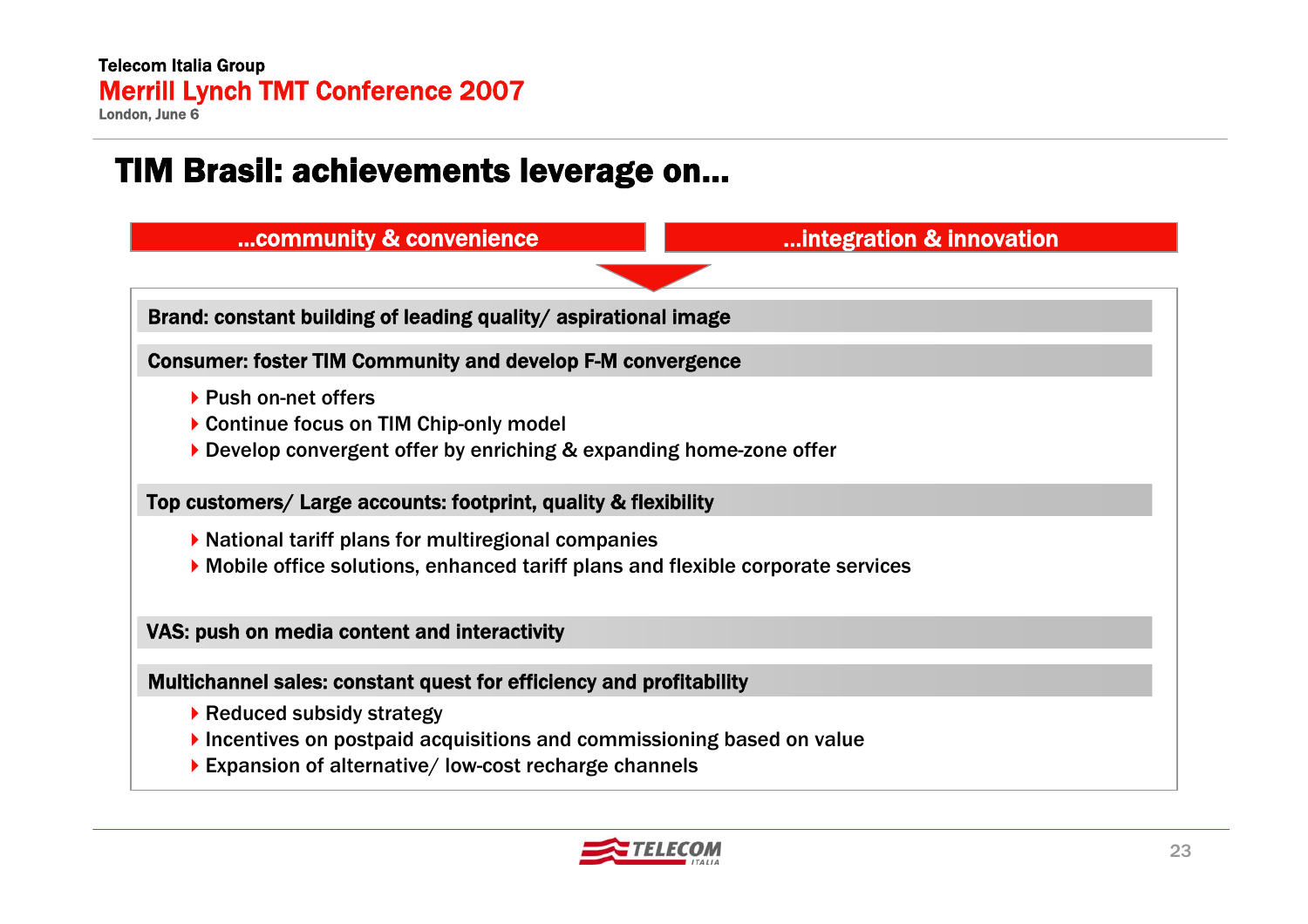# TIM Brasil: achievements leverage on...

**...community & convenience** | **...integration & innovation**

**Brand: constant building of leading quality/ aspirational image**

**Consumer: foster TIM Community and develop F-M convergence**

- Push on-net offers
- Continue focus on TIM Chip-only model
- Develop convergent offer by enriching & expanding home-zone offer

**Top customers/ Large accounts: footprint, quality & flexibility**

- National tariff plans for multiregional companies
- Mobile office solutions, enhanced tariff plans and flexible corporate services

**VAS: push on media content and interactivity**

**Multichannel sales: constant quest for efficiency and profitability**

- Reduced subsidy strategy
- Incentives on postpaid acquisitions and commissioning based on value
- Expansion of alternative/ low-cost recharge channels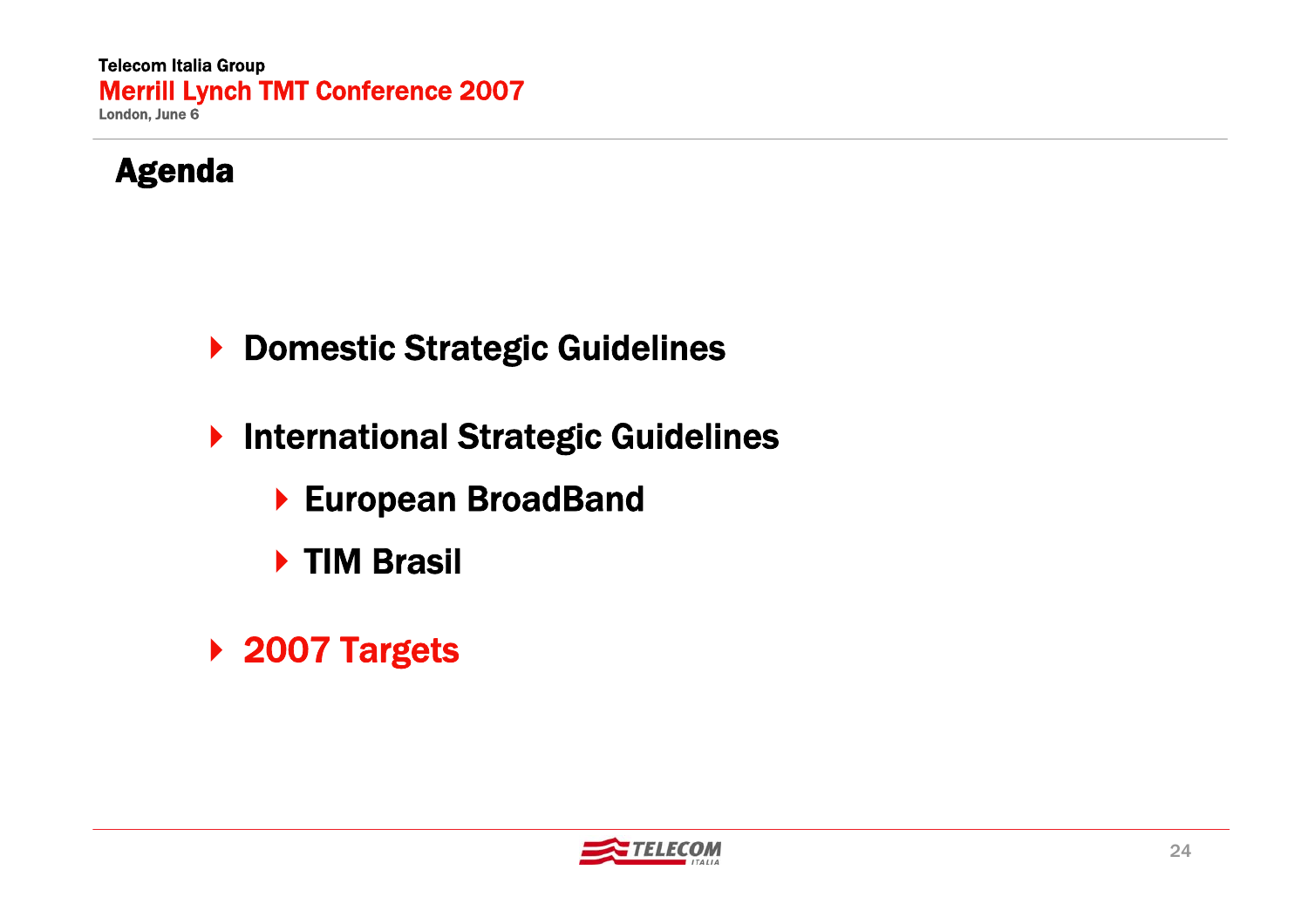# Agenda

- Domestic Strategic Guidelines
- International Strategic Guidelines
  - European BroadBand
  - TIM Brasil
- 2007 Targets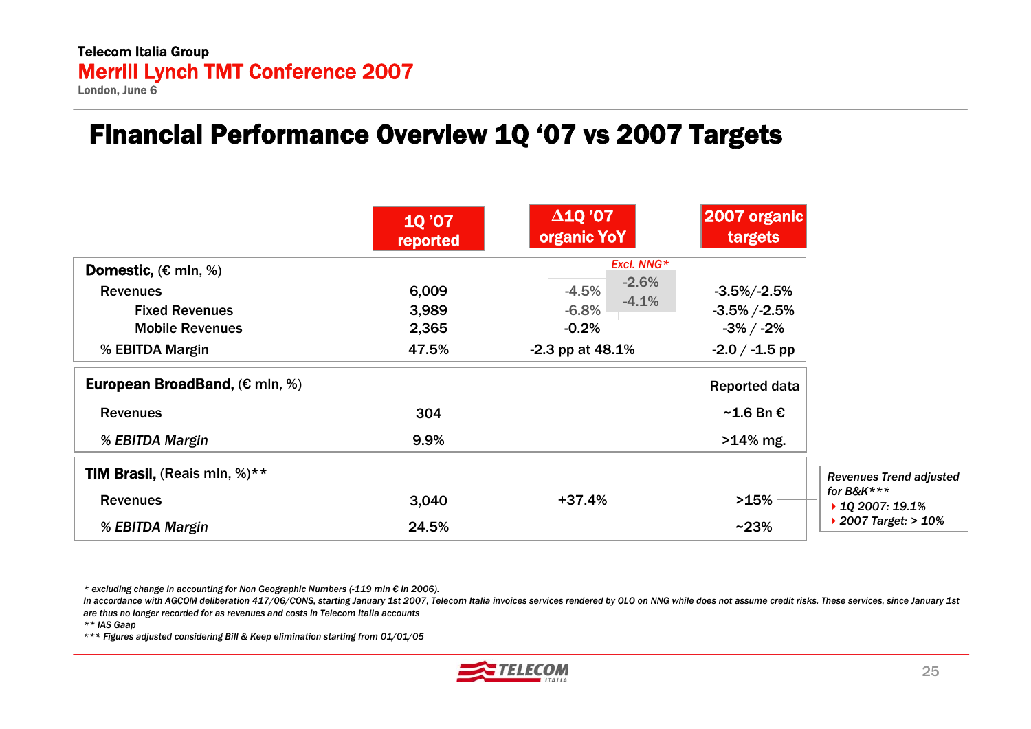# Financial Performance Overview 1Q '07 vs 2007 Targets

| | 1Q '07 reported | Δ1Q '07 organic YoY | Excl. NNG* | 2007 organic targets |
|---|---|---|---|---|
| **Domestic,** (€ mln, %) | | | | |
| Revenues | 6,009 | -4.5% | -2.6% | -3.5%/-2.5% |
| Fixed Revenues | 3,989 | -6.8% | -4.1% | -3.5% /-2.5% |
| Mobile Revenues | 2,365 | -0.2% | | -3% / -2% |
| % EBITDA Margin | 47.5% | -2.3 pp at 48.1% | | -2.0 / -1.5 pp |
| **European BroadBand,** (€ mln, %) | | | | Reported data |
| Revenues | 304 | | | ~1.6 Bn € |
| *% EBITDA Margin* | 9.9% | | | >14% mg. |
| **TIM Brasil,** (Reais mln, %)** | | | | |
| Revenues | 3,040 | +37.4% | | >15% |
| *% EBITDA Margin* | 24.5% | | | ~23% |

*Revenues Trend adjusted for B&K****
- *1Q 2007: 19.1%*
- *2007 Target: > 10%*

*\* excluding change in accounting for Non Geographic Numbers (-119 mln € in 2006).*
*In accordance with AGCOM deliberation 417/06/CONS, starting January 1st 2007, Telecom Italia invoices services rendered by OLO on NNG while does not assume credit risks. These services, since January 1st are thus no longer recorded for as revenues and costs in Telecom Italia accounts*
*\*\* IAS Gaap*
*\*\*\* Figures adjusted considering Bill & Keep elimination starting from 01/01/05*